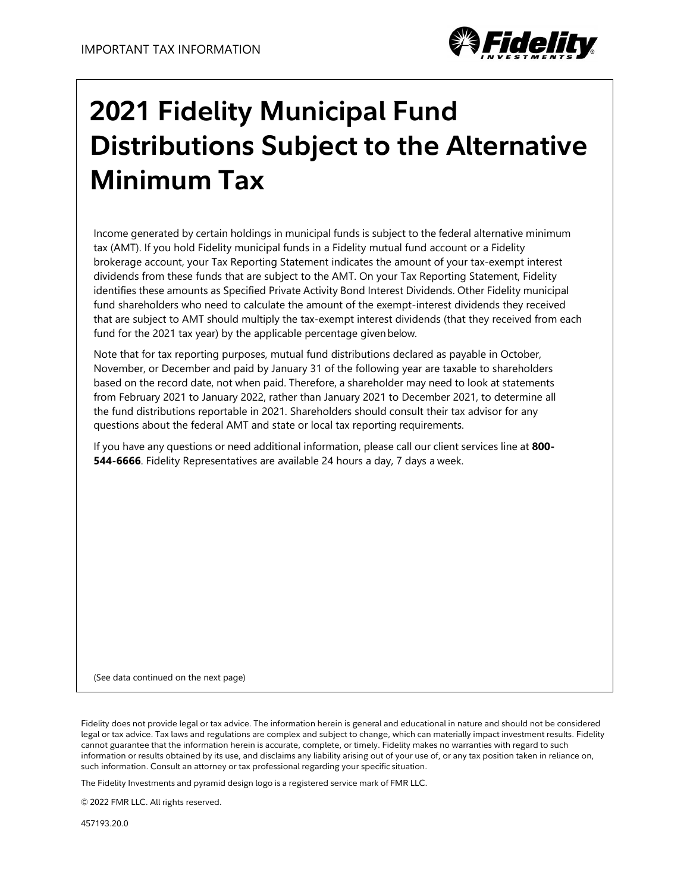IMPORTANT TAX INFORMATION

# 2021 Fidelity Municipal Fund Distributions Subject to the Alternative Minimum Tax

Income generated by certain holdings in municipal funds is subject to the federal alternative minimum tax (AMT). If you hold Fidelity municipal funds in a Fidelity mutual fund account or a Fidelity brokerage account, your Tax Reporting Statement indicates the amount of your tax-exempt interest dividends from these funds that are subject to the AMT. On your Tax Reporting Statement, Fidelity identifies these amounts as Specified Private Activity Bond Interest Dividends. Other Fidelity municipal fund shareholders who need to calculate the amount of the exempt-interest dividends they received that are subject to AMT should multiply the tax-exempt interest dividends (that they received from each fund for the 2021 tax year) by the applicable percentage given below.

Note that for tax reporting purposes, mutual fund distributions declared as payable in October, November, or December and paid by January 31 of the following year are taxable to shareholders based on the record date, not when paid. Therefore, a shareholder may need to look at statements from February 2021 to January 2022, rather than January 2021 to December 2021, to determine all the fund distributions reportable in 2021. Shareholders should consult their tax advisor for any questions about the federal AMT and state or local tax reporting requirements.

If you have any questions or need additional information, please call our client services line at **800-544-6666**. Fidelity Representatives are available 24 hours a day, 7 days a week.

(See data continued on the next page)

Fidelity does not provide legal or tax advice. The information herein is general and educational in nature and should not be considered legal or tax advice. Tax laws and regulations are complex and subject to change, which can materially impact investment results. Fidelity cannot guarantee that the information herein is accurate, complete, or timely. Fidelity makes no warranties with regard to such information or results obtained by its use, and disclaims any liability arising out of your use of, or any tax position taken in reliance on, such information. Consult an attorney or tax professional regarding your specific situation.

The Fidelity Investments and pyramid design logo is a registered service mark of FMR LLC.

© 2022 FMR LLC. All rights reserved.

457193.20.0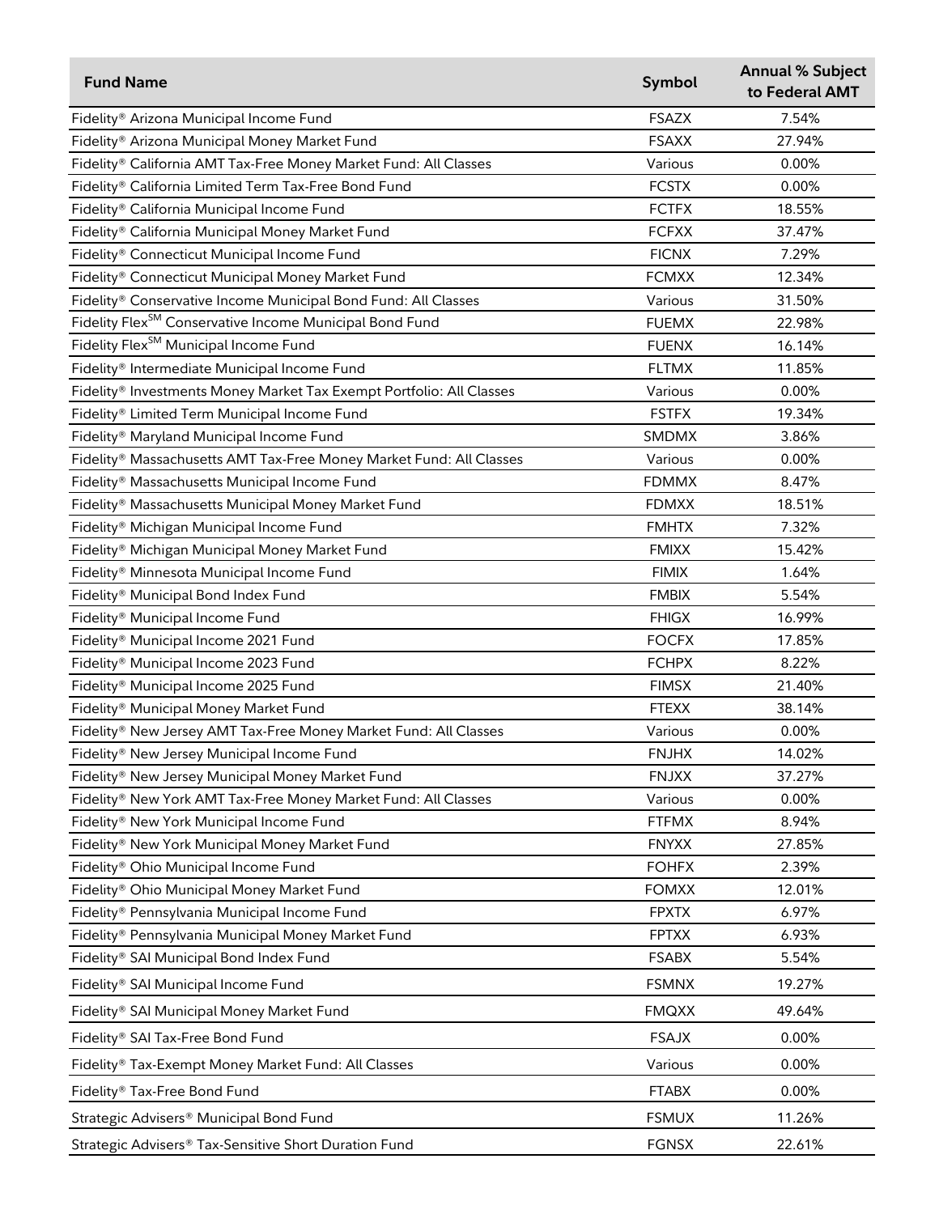| Fund Name | Symbol | Annual % Subject to Federal AMT |
|---|---|---|
| Fidelity® Arizona Municipal Income Fund | FSAZX | 7.54% |
| Fidelity® Arizona Municipal Money Market Fund | FSAXX | 27.94% |
| Fidelity® California AMT Tax-Free Money Market Fund: All Classes | Various | 0.00% |
| Fidelity® California Limited Term Tax-Free Bond Fund | FCSTX | 0.00% |
| Fidelity® California Municipal Income Fund | FCTFX | 18.55% |
| Fidelity® California Municipal Money Market Fund | FCFXX | 37.47% |
| Fidelity® Connecticut Municipal Income Fund | FICNX | 7.29% |
| Fidelity® Connecticut Municipal Money Market Fund | FCMXX | 12.34% |
| Fidelity® Conservative Income Municipal Bond Fund: All Classes | Various | 31.50% |
| Fidelity Flex℠ Conservative Income Municipal Bond Fund | FUEMX | 22.98% |
| Fidelity Flex℠ Municipal Income Fund | FUENX | 16.14% |
| Fidelity® Intermediate Municipal Income Fund | FLTMX | 11.85% |
| Fidelity® Investments Money Market Tax Exempt Portfolio: All Classes | Various | 0.00% |
| Fidelity® Limited Term Municipal Income Fund | FSTFX | 19.34% |
| Fidelity® Maryland Municipal Income Fund | SMDMX | 3.86% |
| Fidelity® Massachusetts AMT Tax-Free Money Market Fund: All Classes | Various | 0.00% |
| Fidelity® Massachusetts Municipal Income Fund | FDMMX | 8.47% |
| Fidelity® Massachusetts Municipal Money Market Fund | FDMXX | 18.51% |
| Fidelity® Michigan Municipal Income Fund | FMHTX | 7.32% |
| Fidelity® Michigan Municipal Money Market Fund | FMIXX | 15.42% |
| Fidelity® Minnesota Municipal Income Fund | FIMIX | 1.64% |
| Fidelity® Municipal Bond Index Fund | FMBIX | 5.54% |
| Fidelity® Municipal Income Fund | FHIGX | 16.99% |
| Fidelity® Municipal Income 2021 Fund | FOCFX | 17.85% |
| Fidelity® Municipal Income 2023 Fund | FCHPX | 8.22% |
| Fidelity® Municipal Income 2025 Fund | FIMSX | 21.40% |
| Fidelity® Municipal Money Market Fund | FTEXX | 38.14% |
| Fidelity® New Jersey AMT Tax-Free Money Market Fund: All Classes | Various | 0.00% |
| Fidelity® New Jersey Municipal Income Fund | FNJHX | 14.02% |
| Fidelity® New Jersey Municipal Money Market Fund | FNJXX | 37.27% |
| Fidelity® New York AMT Tax-Free Money Market Fund: All Classes | Various | 0.00% |
| Fidelity® New York Municipal Income Fund | FTFMX | 8.94% |
| Fidelity® New York Municipal Money Market Fund | FNYXX | 27.85% |
| Fidelity® Ohio Municipal Income Fund | FOHFX | 2.39% |
| Fidelity® Ohio Municipal Money Market Fund | FOMXX | 12.01% |
| Fidelity® Pennsylvania Municipal Income Fund | FPXTX | 6.97% |
| Fidelity® Pennsylvania Municipal Money Market Fund | FPTXX | 6.93% |
| Fidelity® SAI Municipal Bond Index Fund | FSABX | 5.54% |
| Fidelity® SAI Municipal Income Fund | FSMNX | 19.27% |
| Fidelity® SAI Municipal Money Market Fund | FMQXX | 49.64% |
| Fidelity® SAI Tax-Free Bond Fund | FSAJX | 0.00% |
| Fidelity® Tax-Exempt Money Market Fund: All Classes | Various | 0.00% |
| Fidelity® Tax-Free Bond Fund | FTABX | 0.00% |
| Strategic Advisers® Municipal Bond Fund | FSMUX | 11.26% |
| Strategic Advisers® Tax-Sensitive Short Duration Fund | FGNSX | 22.61% |